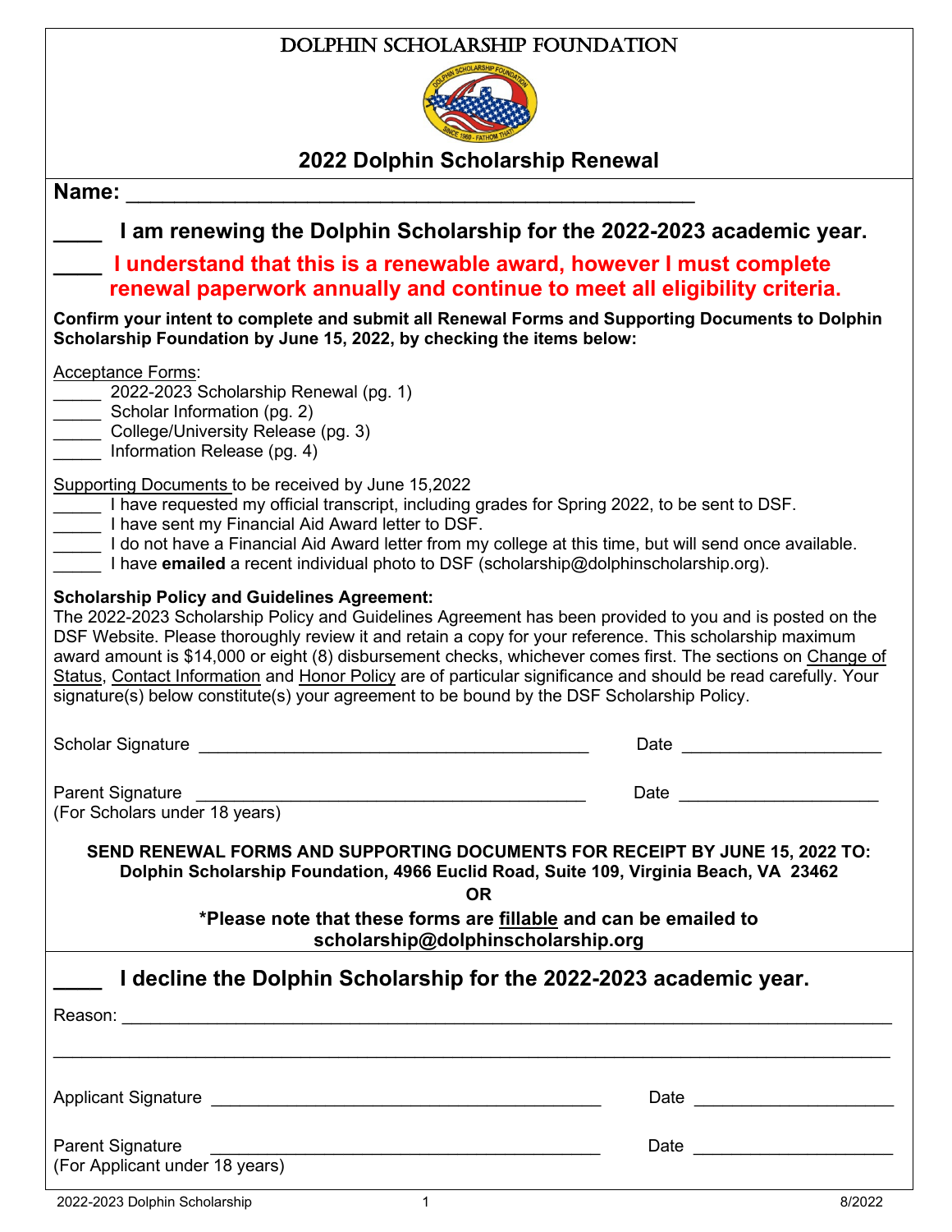# DOLPHIN SCHOLARSHIP FOUNDATION

## 2022 Dolphin Scholarship Renewal

**Name:** ______________________________________________

**____ I am renewing the Dolphin Scholarship for the 2022-2023 academic year.**

**____ I understand that this is a renewable award, however I must complete renewal paperwork annually and continue to meet all eligibility criteria.**

**Confirm your intent to complete and submit all Renewal Forms and Supporting Documents to Dolphin Scholarship Foundation by June 15, 2022, by checking the items below:**

Acceptance Forms:

_____ 2022-2023 Scholarship Renewal (pg. 1)
_____ Scholar Information (pg. 2)
_____ College/University Release (pg. 3)
_____ Information Release (pg. 4)

Supporting Documents to be received by June 15,2022

_____ I have requested my official transcript, including grades for Spring 2022, to be sent to DSF.
_____ I have sent my Financial Aid Award letter to DSF.
_____ I do not have a Financial Aid Award letter from my college at this time, but will send once available.
_____ I have **emailed** a recent individual photo to DSF (scholarship@dolphinscholarship.org).

**Scholarship Policy and Guidelines Agreement:**
The 2022-2023 Scholarship Policy and Guidelines Agreement has been provided to you and is posted on the DSF Website. Please thoroughly review it and retain a copy for your reference. This scholarship maximum award amount is $14,000 or eight (8) disbursement checks, whichever comes first. The sections on Change of Status, Contact Information and Honor Policy are of particular significance and should be read carefully. Your signature(s) below constitute(s) your agreement to be bound by the DSF Scholarship Policy.

Scholarship Signature ________________________________________ Date ____________________

Parent Signature ________________________________________ Date ____________________
(For Scholars under 18 years)

**SEND RENEWAL FORMS AND SUPPORTING DOCUMENTS FOR RECEIPT BY JUNE 15, 2022 TO:**
**Dolphin Scholarship Foundation, 4966 Euclid Road, Suite 109, Virginia Beach, VA 23462**
**OR**
**\*Please note that these forms are fillable and can be emailed to scholarship@dolphinscholarship.org**

**____ I decline the Dolphin Scholarship for the 2022-2023 academic year.**

Reason: ______________________________________________________________________________

______________________________________________________________________________________

Applicant Signature ________________________________________ Date ____________________

Parent Signature ________________________________________ Date ____________________
(For Applicant under 18 years)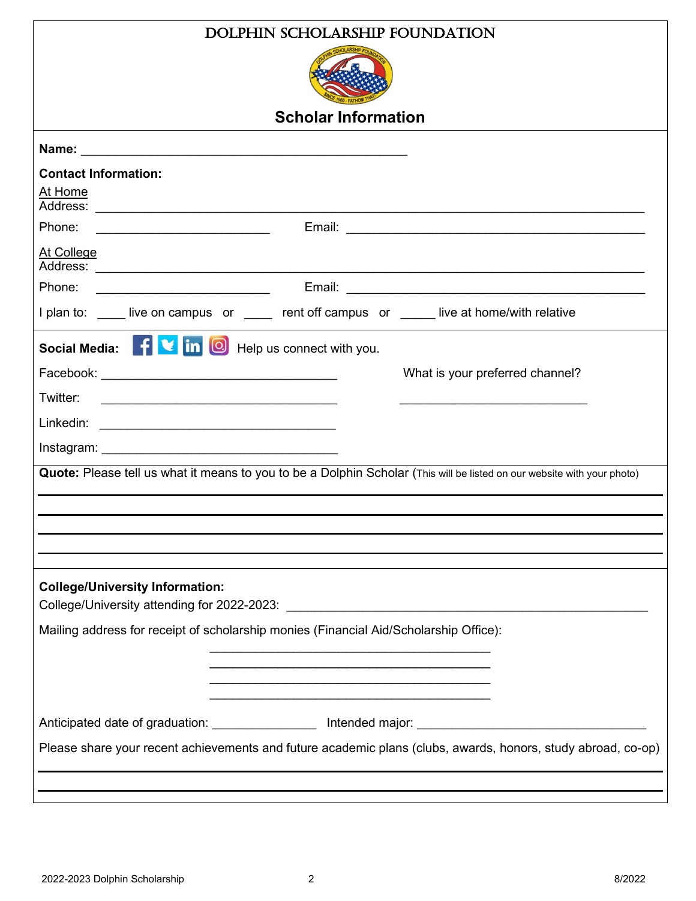# DOLPHIN SCHOLARSHIP FOUNDATION

## Scholar Information

**Name:** ______________________________________________

**Contact Information:**

At Home

Address: ______________________________________________________________________

Phone: _________________________ Email: __________________________________________

At College

Address: ______________________________________________________________________

Phone: _________________________ Email: __________________________________________

I plan to: ____ live on campus or ____ rent off campus or _____ live at home/with relative

**Social Media:** Help us connect with you.

Facebook: __________________________________ What is your preferred channel?

Twitter: __________________________________ ___________________________

Linkedin: __________________________________

Instagram: __________________________________

**Quote:** Please tell us what it means to you to be a Dolphin Scholar (This will be listed on our website with your photo)

______________________________________________________________________________

______________________________________________________________________________

______________________________________________________________________________

______________________________________________________________________________

**College/University Information:**

College/University attending for 2022-2023: ______________________________________________

Mailing address for receipt of scholarship monies (Financial Aid/Scholarship Office):

________________________________________

________________________________________

________________________________________

________________________________________

Anticipated date of graduation: _______________ Intended major: _________________________________

Please share your recent achievements and future academic plans (clubs, awards, honors, study abroad, co-op)

______________________________________________________________________________

______________________________________________________________________________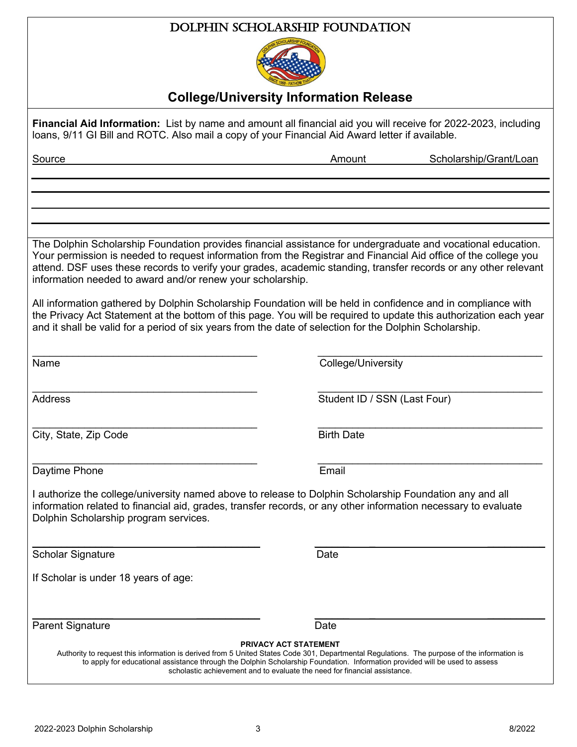# DOLPHIN SCHOLARSHIP FOUNDATION

## College/University Information Release

**Financial Aid Information:** List by name and amount all financial aid you will receive for 2022-2023, including loans, 9/11 GI Bill and ROTC. Also mail a copy of your Financial Aid Award letter if available.

| Source | Amount | Scholarship/Grant/Loan |
|---|---|---|
| | | |
| | | |
| | | |
| | | |

The Dolphin Scholarship Foundation provides financial assistance for undergraduate and vocational education. Your permission is needed to request information from the Registrar and Financial Aid office of the college you attend. DSF uses these records to verify your grades, academic standing, transfer records or any other relevant information needed to award and/or renew your scholarship.

All information gathered by Dolphin Scholarship Foundation will be held in confidence and in compliance with the Privacy Act Statement at the bottom of this page. You will be required to update this authorization each year and it shall be valid for a period of six years from the date of selection for the Dolphin Scholarship.

Name \_\_\_\_\_\_\_\_\_\_\_\_\_\_\_\_\_\_\_\_ College/University \_\_\_\_\_\_\_\_\_\_\_\_\_\_\_\_\_\_\_\_

Address \_\_\_\_\_\_\_\_\_\_\_\_\_\_\_\_\_\_\_\_ Student ID / SSN (Last Four) \_\_\_\_\_\_\_\_\_\_\_\_\_\_\_\_\_\_\_\_

City, State, Zip Code \_\_\_\_\_\_\_\_\_\_\_\_\_\_\_\_\_\_\_\_ Birth Date \_\_\_\_\_\_\_\_\_\_\_\_\_\_\_\_\_\_\_\_

Daytime Phone \_\_\_\_\_\_\_\_\_\_\_\_\_\_\_\_\_\_\_\_ Email \_\_\_\_\_\_\_\_\_\_\_\_\_\_\_\_\_\_\_\_

I authorize the college/university named above to release to Dolphin Scholarship Foundation any and all information related to financial aid, grades, transfer records, or any other information necessary to evaluate Dolphin Scholarship program services.

Scholar Signature \_\_\_\_\_\_\_\_\_\_\_\_\_\_\_\_\_\_\_\_ Date \_\_\_\_\_\_\_\_\_\_\_\_\_\_\_\_\_\_\_\_

If Scholar is under 18 years of age:

Parent Signature \_\_\_\_\_\_\_\_\_\_\_\_\_\_\_\_\_\_\_\_ Date \_\_\_\_\_\_\_\_\_\_\_\_\_\_\_\_\_\_\_\_

**PRIVACY ACT STATEMENT**

Authority to request this information is derived from 5 United States Code 301, Departmental Regulations. The purpose of the information is to apply for educational assistance through the Dolphin Scholarship Foundation. Information provided will be used to assess scholastic achievement and to evaluate the need for financial assistance.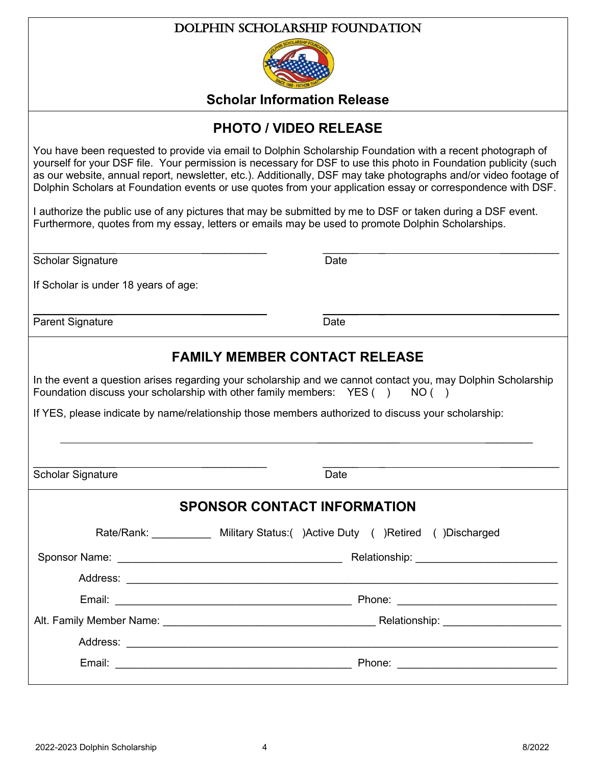# DOLPHIN SCHOLARSHIP FOUNDATION

## Scholar Information Release

## PHOTO / VIDEO RELEASE

You have been requested to provide via email to Dolphin Scholarship Foundation with a recent photograph of yourself for your DSF file. Your permission is necessary for DSF to use this photo in Foundation publicity (such as our website, annual report, newsletter, etc.). Additionally, DSF may take photographs and/or video footage of Dolphin Scholars at Foundation events or use quotes from your application essay or correspondence with DSF.

I authorize the public use of any pictures that may be submitted by me to DSF or taken during a DSF event. Furthermore, quotes from my essay, letters or emails may be used to promote Dolphin Scholarships.

\_\_\_\_\_\_\_\_\_\_\_\_\_\_\_\_\_\_\_\_\_\_\_\_\_\_\_\_\_\_\_\_\_\_\_\_\_\_\_\_ \_\_\_\_\_\_\_\_\_\_\_\_\_\_\_\_\_\_\_\_\_\_\_\_\_\_\_\_\_\_\_\_\_\_\_\_\_\_\_\_

Scholar Signature Date

If Scholar is under 18 years of age:

\_\_\_\_\_\_\_\_\_\_\_\_\_\_\_\_\_\_\_\_\_\_\_\_\_\_\_\_\_\_\_\_\_\_\_\_\_\_\_\_ \_\_\_\_\_\_\_\_\_\_\_\_\_\_\_\_\_\_\_\_\_\_\_\_\_\_\_\_\_\_\_\_\_\_\_\_\_\_\_\_

Parent Signature Date

## FAMILY MEMBER CONTACT RELEASE

In the event a question arises regarding your scholarship and we cannot contact you, may Dolphin Scholarship Foundation discuss your scholarship with other family members: YES ( ) NO ( )

If YES, please indicate by name/relationship those members authorized to discuss your scholarship:

\_\_\_\_\_\_\_\_\_\_\_\_\_\_\_\_\_\_\_\_\_\_\_\_\_\_\_\_\_\_\_\_\_\_\_\_\_\_\_\_\_\_\_\_\_\_\_\_\_\_\_\_\_\_\_\_\_\_\_\_\_\_\_\_\_\_\_\_\_\_\_\_\_\_\_\_

\_\_\_\_\_\_\_\_\_\_\_\_\_\_\_\_\_\_\_\_\_\_\_\_\_\_\_\_\_\_\_\_\_\_\_\_\_\_\_\_ \_\_\_\_\_\_\_\_\_\_\_\_\_\_\_\_\_\_\_\_\_\_\_\_\_\_\_\_\_\_\_\_\_\_\_\_\_\_\_\_

Scholar Signature Date

## SPONSOR CONTACT INFORMATION

Rate/Rank: \_\_\_\_\_\_\_\_\_\_ Military Status:( )Active Duty ( )Retired ( )Discharged

Sponsor Name: \_\_\_\_\_\_\_\_\_\_\_\_\_\_\_\_\_\_\_\_\_\_\_\_\_\_\_\_\_\_\_\_\_\_\_\_\_\_ Relationship: \_\_\_\_\_\_\_\_\_\_\_\_\_\_\_\_\_\_\_\_\_\_\_\_

Address: \_\_\_\_\_\_\_\_\_\_\_\_\_\_\_\_\_\_\_\_\_\_\_\_\_\_\_\_\_\_\_\_\_\_\_\_\_\_\_\_\_\_\_\_\_\_\_\_\_\_\_\_\_\_\_\_\_\_\_\_\_\_\_\_\_\_\_\_\_\_\_\_

Email: \_\_\_\_\_\_\_\_\_\_\_\_\_\_\_\_\_\_\_\_\_\_\_\_\_\_\_\_\_\_\_\_\_\_\_\_\_\_\_\_ Phone: \_\_\_\_\_\_\_\_\_\_\_\_\_\_\_\_\_\_\_\_\_\_\_\_\_\_\_

Alt. Family Member Name: \_\_\_\_\_\_\_\_\_\_\_\_\_\_\_\_\_\_\_\_\_\_\_\_\_\_\_\_\_\_\_\_\_\_\_\_ Relationship: \_\_\_\_\_\_\_\_\_\_\_\_\_\_\_\_\_\_\_\_

Address: \_\_\_\_\_\_\_\_\_\_\_\_\_\_\_\_\_\_\_\_\_\_\_\_\_\_\_\_\_\_\_\_\_\_\_\_\_\_\_\_\_\_\_\_\_\_\_\_\_\_\_\_\_\_\_\_\_\_\_\_\_\_\_\_\_\_\_\_\_\_\_\_

Email: \_\_\_\_\_\_\_\_\_\_\_\_\_\_\_\_\_\_\_\_\_\_\_\_\_\_\_\_\_\_\_\_\_\_\_\_\_\_\_\_ Phone: \_\_\_\_\_\_\_\_\_\_\_\_\_\_\_\_\_\_\_\_\_\_\_\_\_\_\_